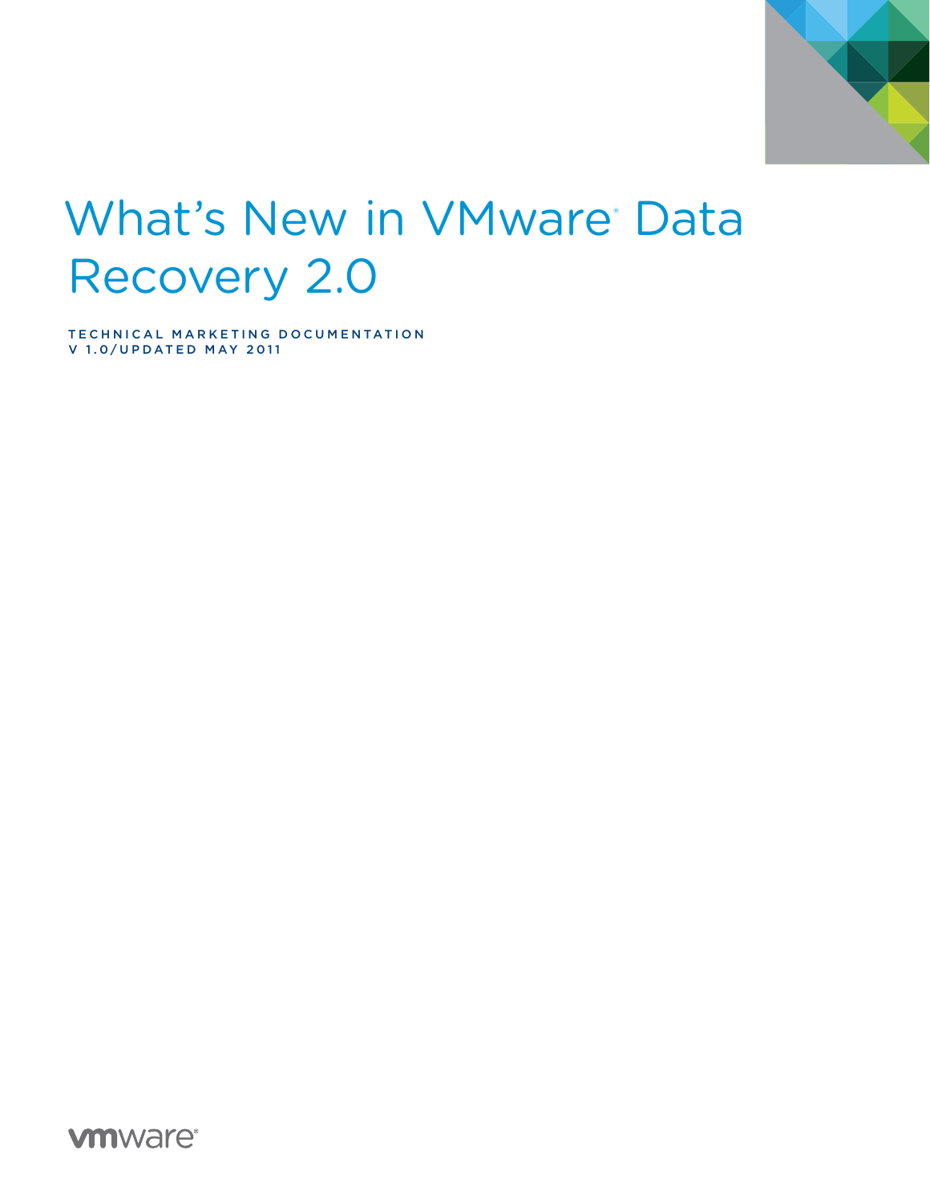# What's New in VMware® Data Recovery 2.0

TECHNICAL MARKETING DOCUMENTATION
V 1.0/UPDATED MAY 2011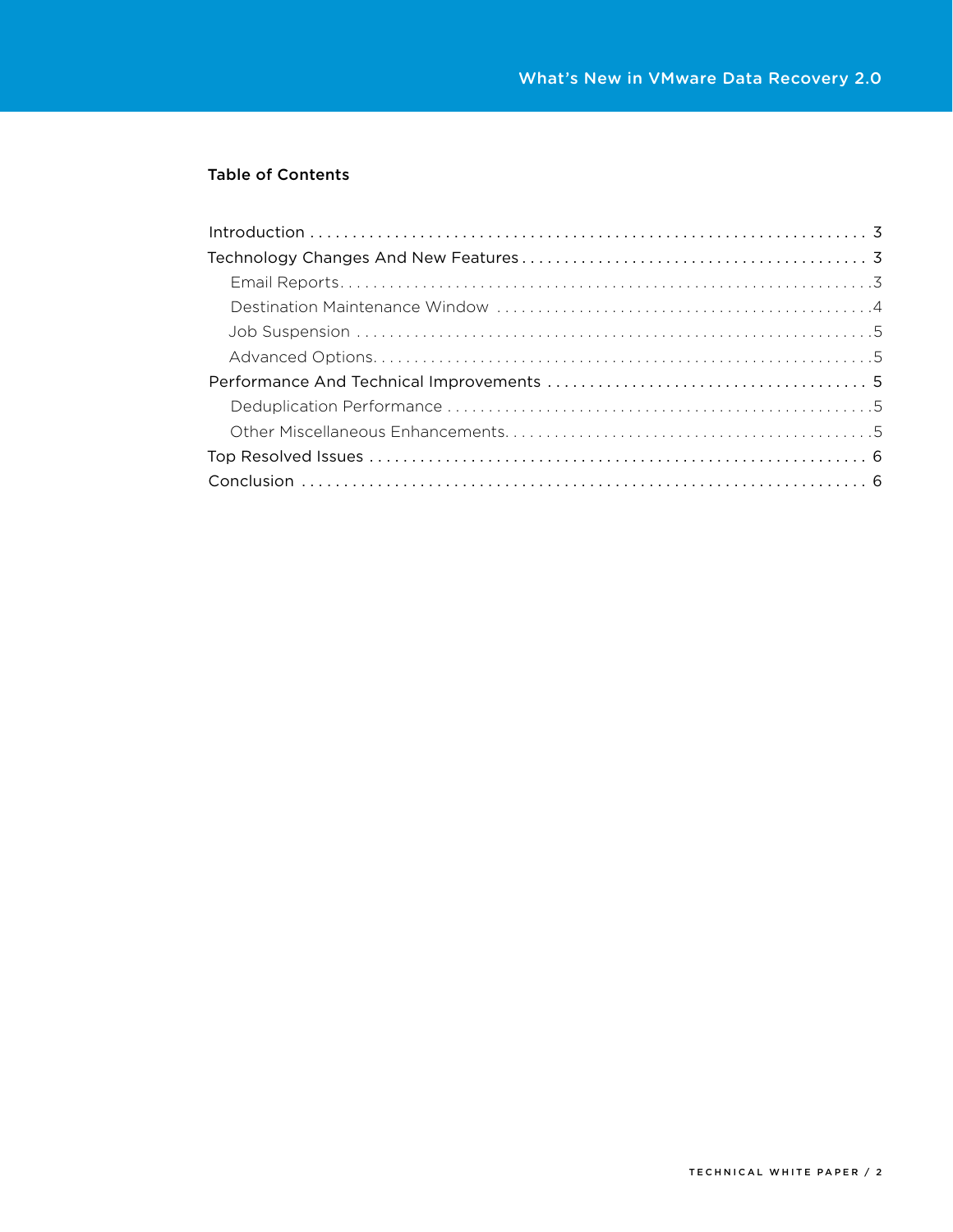## Table of Contents

- Introduction . . . . . . . . . . 3
- Technology Changes And New Features . . . . . . . . . . 3
  - Email Reports . . . . . . . . . . 3
  - Destination Maintenance Window . . . . . . . . . . 4
  - Job Suspension . . . . . . . . . . 5
  - Advanced Options . . . . . . . . . . 5
- Performance And Technical Improvements . . . . . . . . . . 5
  - Deduplication Performance . . . . . . . . . . 5
  - Other Miscellaneous Enhancements . . . . . . . . . . 5
- Top Resolved Issues . . . . . . . . . . 6
- Conclusion . . . . . . . . . . 6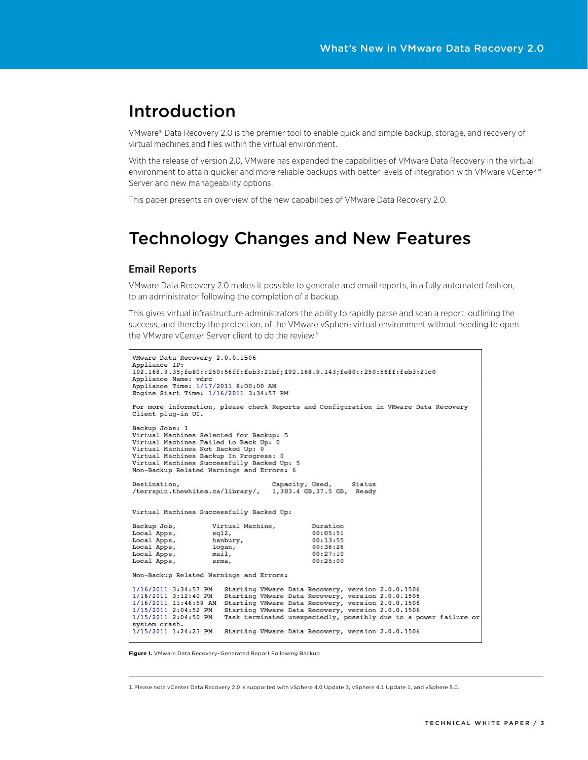# Introduction

VMware® Data Recovery 2.0 is the premier tool to enable quick and simple backup, storage, and recovery of virtual machines and files within the virtual environment.

With the release of version 2.0, VMware has expanded the capabilities of VMware Data Recovery in the virtual environment to attain quicker and more reliable backups with better levels of integration with VMware vCenter™ Server and new manageability options.

This paper presents an overview of the new capabilities of VMware Data Recovery 2.0.

# Technology Changes and New Features

## Email Reports

VMware Data Recovery 2.0 makes it possible to generate and email reports, in a fully automated fashion, to an administrator following the completion of a backup.

This gives virtual infrastructure administrators the ability to rapidly parse and scan a report, outlining the success, and thereby the protection, of the VMware vSphere virtual environment without needing to open the VMware vCenter Server client to do the review.[1]

```
VMware Data Recovery 2.0.0.1506
Appliance IP:
192.168.9.35;fe80::250:56ff:feb3:21bf;192.168.9.143;fe80::250:56ff:feb3:21c0
Appliance Name: vdrc
Appliance Time: 1/17/2011 8:00:00 AM
Engine Start Time: 1/16/2011 3:34:57 PM

For more information, please check Reports and Configuration in VMware Data Recovery
Client plug-in UI.

Backup Jobs: 1
Virtual Machines Selected for Backup: 5
Virtual Machines Failed to Back Up: 0
Virtual Machines Not Backed Up: 0
Virtual Machines Backup In Progress: 0
Virtual Machines Successfully Backed Up: 5
Non-Backup Related Warnings and Errors: 6

Destination,                       Capacity, Used,     Status
/terrapin.thewhites.ca/library/,   1,383.4 GB,37.5 GB,  Ready


Virtual Machines Successfully Backed Up:

Backup Job,          Virtual Machine,          Duration
Local Apps,          sql2,                     00:05:51
Local Apps,          hanbury,                  00:13:55
Local Apps,          logan,                    00:36:26
Local Apps,          mail,                     00:27:10
Local Apps,          srma,                     00:25:00

Non-Backup Related Warnings and Errors:

1/16/2011 3:34:57 PM   Starting VMware Data Recovery, version 2.0.0.1506
1/16/2011 3:12:40 PM   Starting VMware Data Recovery, version 2.0.0.1506
1/16/2011 11:46:59 AM  Starting VMware Data Recovery, version 2.0.0.1506
1/15/2011 2:04:52 PM   Starting VMware Data Recovery, version 2.0.0.1506
1/15/2011 2:04:50 PM   Task terminated unexpectedly, possibly due to a power failure or
system crash.
1/15/2011 1:24:23 PM   Starting VMware Data Recovery, version 2.0.0.1506
```

**Figure 1.** VMware Data Recovery–Generated Report Following Backup

1. Please note vCenter Data Recovery 2.0 is supported with vSphere 4.0 Update 3, vSphere 4.1 Update 1, and vSphere 5.0.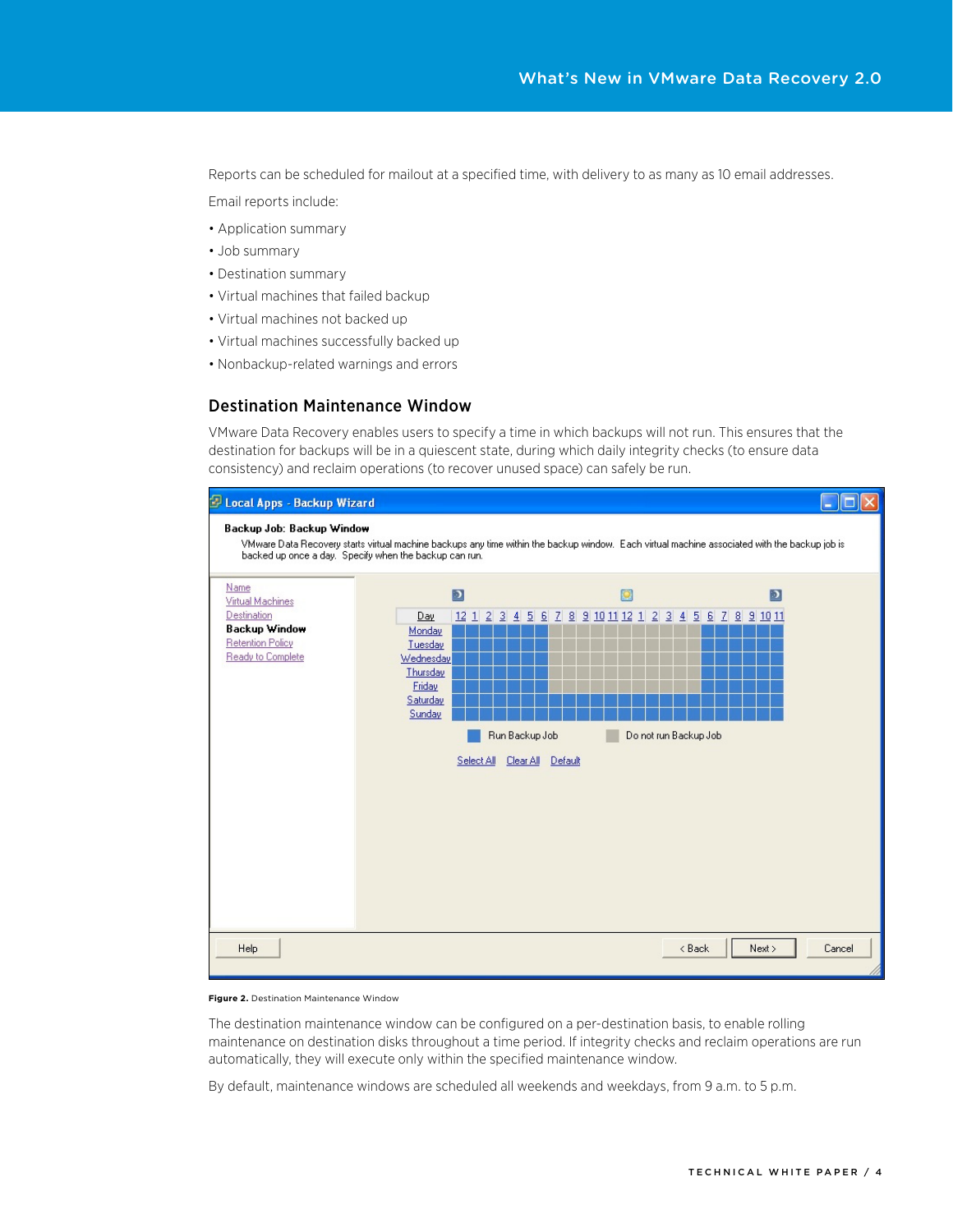Reports can be scheduled for mailout at a specified time, with delivery to as many as 10 email addresses.

Email reports include:

- Application summary
- Job summary
- Destination summary
- Virtual machines that failed backup
- Virtual machines not backed up
- Virtual machines successfully backed up
- Nonbackup-related warnings and errors

## Destination Maintenance Window

VMware Data Recovery enables users to specify a time in which backups will not run. This ensures that the destination for backups will be in a quiescent state, during which daily integrity checks (to ensure data consistency) and reclaim operations (to recover unused space) can safely be run.

**Figure 2.** Destination Maintenance Window

The destination maintenance window can be configured on a per-destination basis, to enable rolling maintenance on destination disks throughout a time period. If integrity checks and reclaim operations are run automatically, they will execute only within the specified maintenance window.

By default, maintenance windows are scheduled all weekends and weekdays, from 9 a.m. to 5 p.m.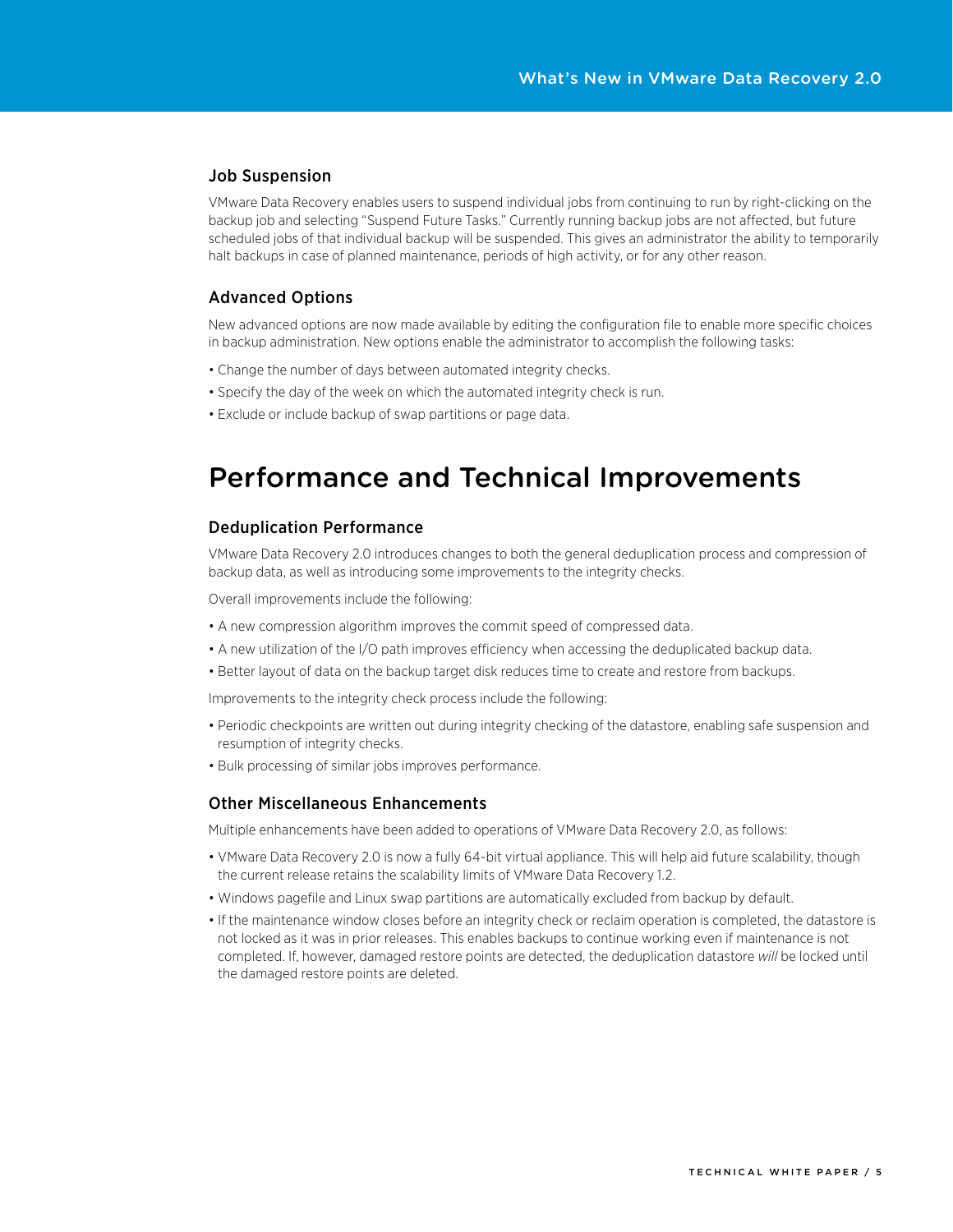### Job Suspension

VMware Data Recovery enables users to suspend individual jobs from continuing to run by right-clicking on the backup job and selecting "Suspend Future Tasks." Currently running backup jobs are not affected, but future scheduled jobs of that individual backup will be suspended. This gives an administrator the ability to temporarily halt backups in case of planned maintenance, periods of high activity, or for any other reason.

### Advanced Options

New advanced options are now made available by editing the configuration file to enable more specific choices in backup administration. New options enable the administrator to accomplish the following tasks:

- Change the number of days between automated integrity checks.
- Specify the day of the week on which the automated integrity check is run.
- Exclude or include backup of swap partitions or page data.

## Performance and Technical Improvements

### Deduplication Performance

VMware Data Recovery 2.0 introduces changes to both the general deduplication process and compression of backup data, as well as introducing some improvements to the integrity checks.

Overall improvements include the following:

- A new compression algorithm improves the commit speed of compressed data.
- A new utilization of the I/O path improves efficiency when accessing the deduplicated backup data.
- Better layout of data on the backup target disk reduces time to create and restore from backups.

Improvements to the integrity check process include the following:

- Periodic checkpoints are written out during integrity checking of the datastore, enabling safe suspension and resumption of integrity checks.
- Bulk processing of similar jobs improves performance.

### Other Miscellaneous Enhancements

Multiple enhancements have been added to operations of VMware Data Recovery 2.0, as follows:

- VMware Data Recovery 2.0 is now a fully 64-bit virtual appliance. This will help aid future scalability, though the current release retains the scalability limits of VMware Data Recovery 1.2.
- Windows pagefile and Linux swap partitions are automatically excluded from backup by default.
- If the maintenance window closes before an integrity check or reclaim operation is completed, the datastore is not locked as it was in prior releases. This enables backups to continue working even if maintenance is not completed. If, however, damaged restore points are detected, the deduplication datastore *will* be locked until the damaged restore points are deleted.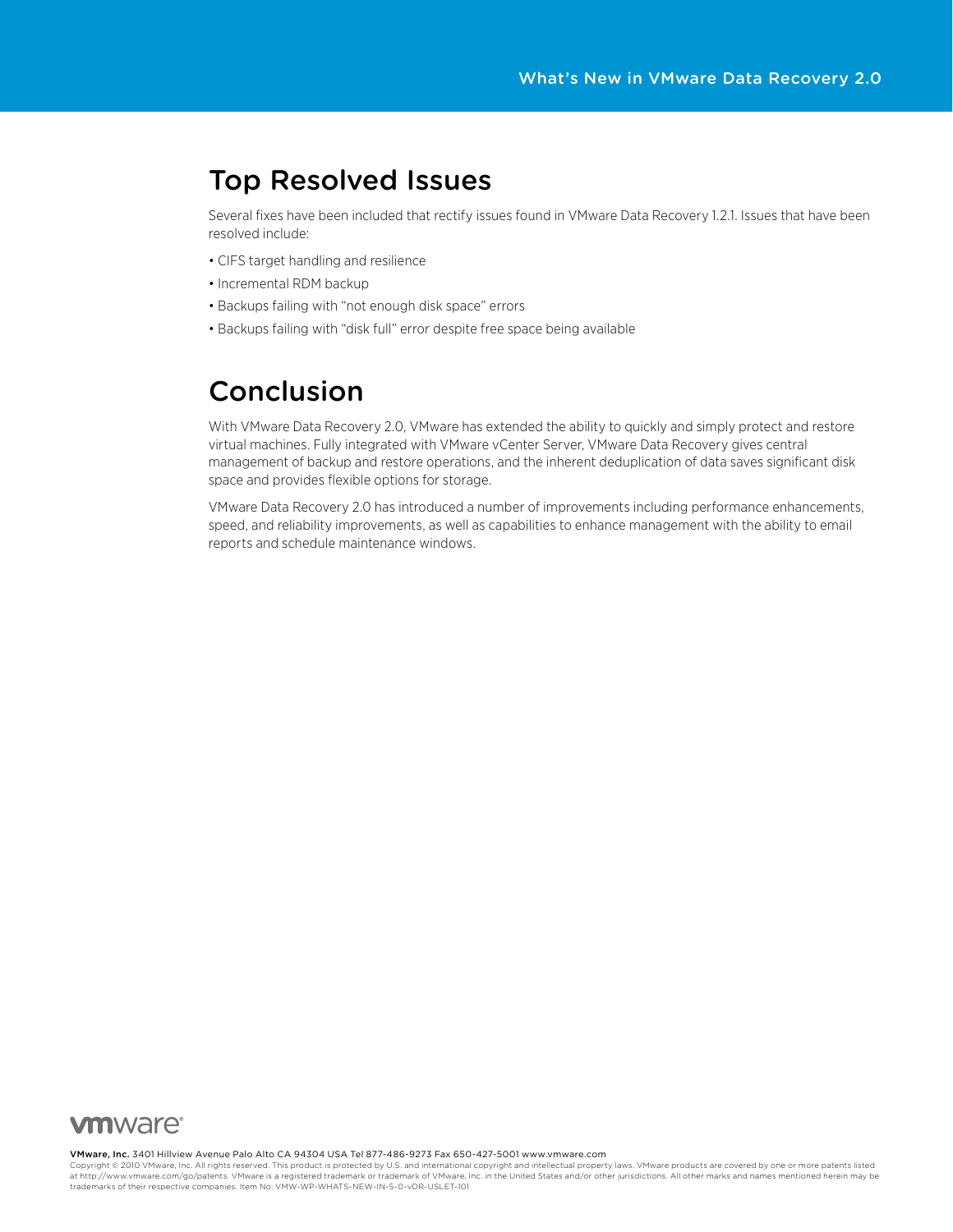## Top Resolved Issues

Several fixes have been included that rectify issues found in VMware Data Recovery 1.2.1. Issues that have been resolved include:

- CIFS target handling and resilience
- Incremental RDM backup
- Backups failing with "not enough disk space" errors
- Backups failing with "disk full" error despite free space being available

## Conclusion

With VMware Data Recovery 2.0, VMware has extended the ability to quickly and simply protect and restore virtual machines. Fully integrated with VMware vCenter Server, VMware Data Recovery gives central management of backup and restore operations, and the inherent deduplication of data saves significant disk space and provides flexible options for storage.

VMware Data Recovery 2.0 has introduced a number of improvements including performance enhancements, speed, and reliability improvements, as well as capabilities to enhance management with the ability to email reports and schedule maintenance windows.

vmware®

**VMware, Inc.** 3401 Hillview Avenue Palo Alto CA 94304 USA Tel 877-486-9273 Fax 650-427-5001 www.vmware.com
Copyright © 2010 VMware, Inc. All rights reserved. This product is protected by U.S. and international copyright and intellectual property laws. VMware products are covered by one or more patents listed at http://www.vmware.com/go/patents. VMware is a registered trademark or trademark of VMware, Inc. in the United States and/or other jurisdictions. All other marks and names mentioned herein may be trademarks of their respective companies. Item No: VMW-WP-WHATS-NEW-IN-5-0-vDR-USLET-101